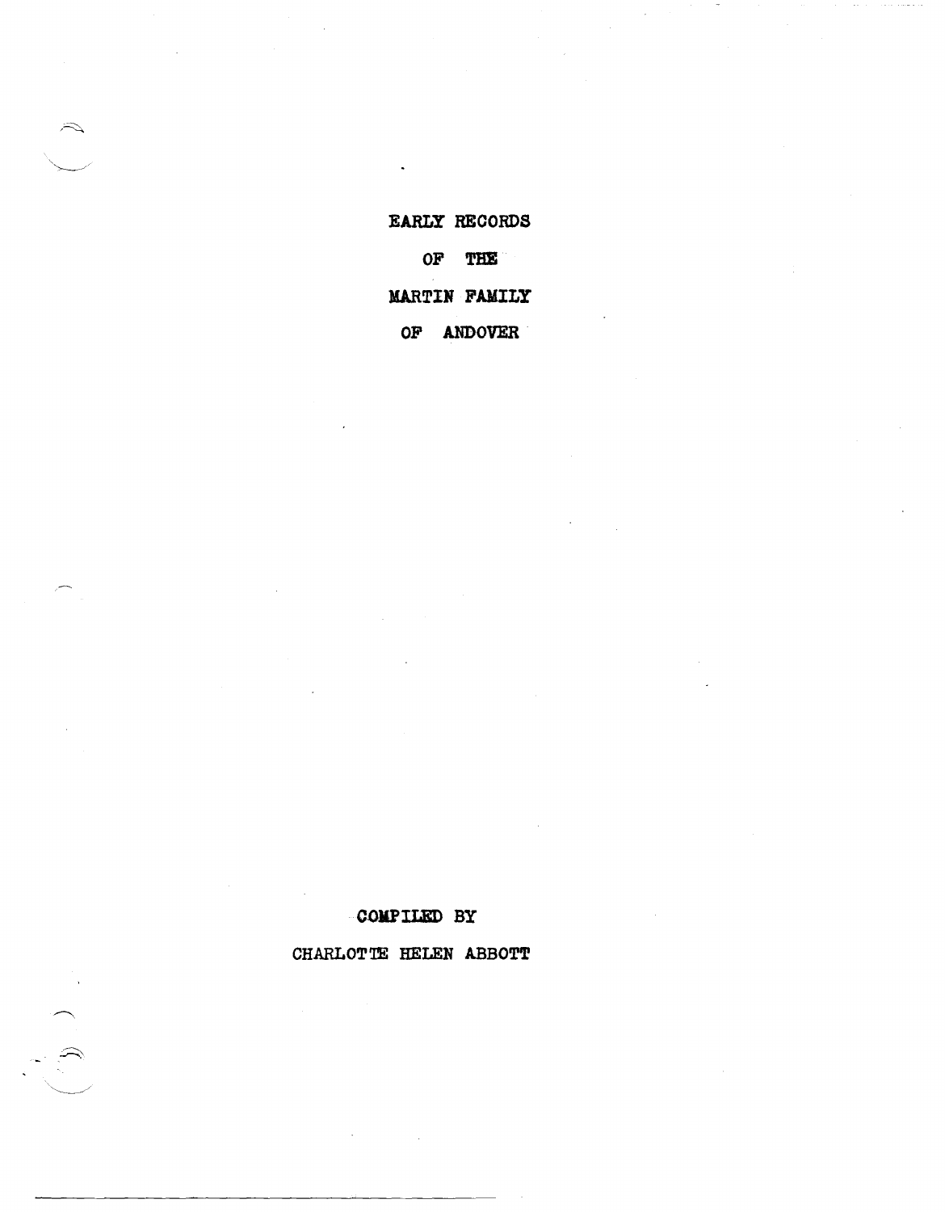# EARLY RECORDS OF THE MARTIN FAMILY OF ANDOVER

COMPILED BY

CHARLOTTE HELEN ABBOTT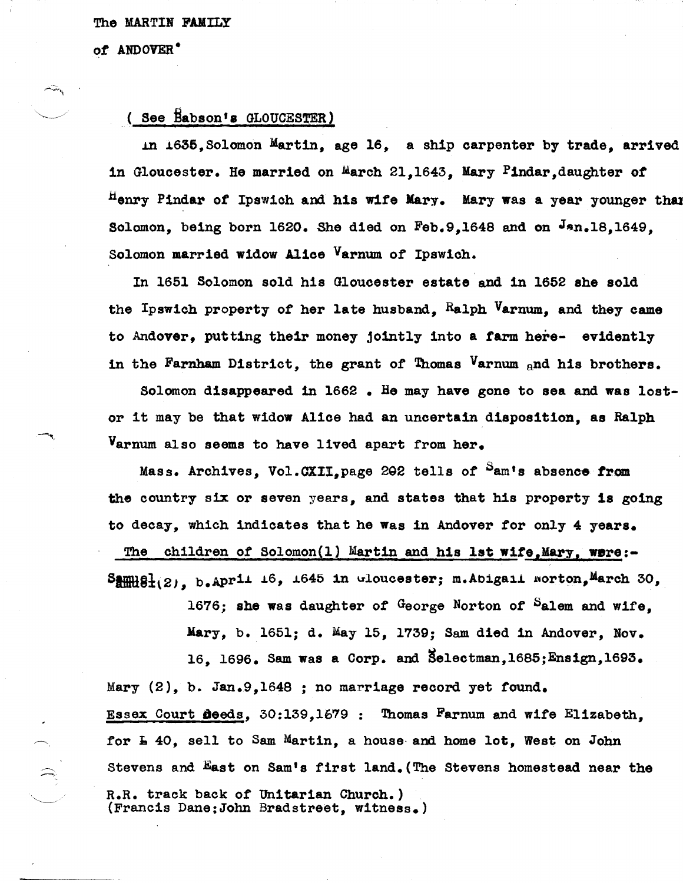The MARTIN FAMILY

of ANDOVER*

( See Babson's GLOUCESTER)

In 1635, Solomon Martin, age 16, a ship carpenter by trade, arrived in Gloucester. He married on March 21,1643, Mary Pindar, daughter of Henry Pindar of Ipswich and his wife Mary. Mary was a year younger than Solomon, being born 1620. She died on Feb.9,1648 and on Jan.18,1649, Solomon married widow Alice Varnum of Ipswich.

In 1651 Solomon sold his Gloucester estate and in 1652 she sold the Ipswich property of her late husband, Ralph Varnum, and they came to Andover, putting their money jointly into a farm here- evidently in the Farnham District, the grant of Thomas Varnum and his brothers.

Solomon disappeared in 1662 . He may have gone to sea and was lost- or it may be that widow Alice had an uncertain disposition, as Ralph Varnum also seems to have lived apart from her.

Mass. Archives, Vol.CXII, page 292 tells of Sam's absence from the country six or seven years, and states that his property is going to decay, which indicates that he was in Andover for only 4 years.

The children of Solomon(1) Martin and his 1st wife, Mary, were:-

Samuel(2), b.April 16, 1645 in Gloucester; m.Abigail Norton, March 30, 1676; she was daughter of George Norton of Salem and wife, Mary, b. 1651; d. May 15, 1739; Sam died in Andover, Nov. 16, 1696. Sam was a Corp. and Selectman, 1685; Ensign, 1693.

Mary (2), b. Jan.9,1648 ; no marriage record yet found.

Essex Court Deeds, 30:139,1679 : Thomas Farnum and wife Elizabeth, for £ 40, sell to Sam Martin, a house and home lot, West on John Stevens and East on Sam's first land.(The Stevens homestead near the R.R. track back of Unitarian Church.)
(Francis Dane; John Bradstreet, witness.)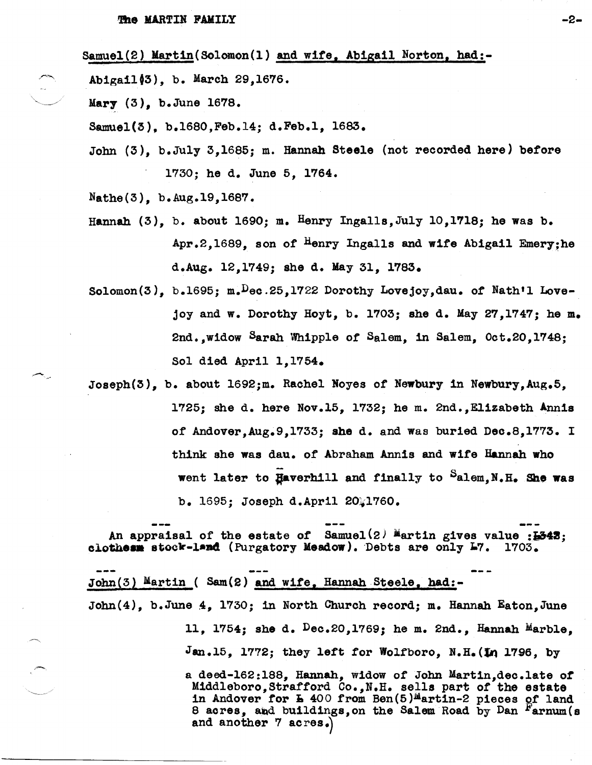Samuel(2) Martin(Solomon(1) and wife, Abigail Norton, had:-

Abigail(3), b. March 29,1676.

Mary (3), b.June 1678.

Samuel(3), b.1680,Feb.14; d.Feb.1, 1683.

John (3), b.July 3,1685; m. Hannah Steele (not recorded here) before 1730; he d. June 5, 1764.

Nathe(3), b.Aug.19,1687.

Hannah (3), b. about 1690; m. Henry Ingalls,July 10,1718; he was b. Apr.2,1689, son of Henry Ingalls and wife Abigail Emery;he d.Aug. 12,1749; she d. May 31, 1783.

Solomon(3), b.1695; m.Dec.25,1722 Dorothy Lovejoy,dau. of Nath'l Lovejoy and w. Dorothy Hoyt, b. 1703; she d. May 27,1747; he m. 2nd.,widow Sarah Whipple of Salem, in Salem, Oct.20,1748; Sol died April 1,1754.

Joseph(3), b. about 1692;m. Rachel Noyes of Newbury in Newbury,Aug.5, 1725; she d. here Nov.15, 1732; he m. 2nd.,Elizabeth Annis of Andover,Aug.9,1733; she d. and was buried Dec.8,1773. I think she was dau. of Abraham Annis and wife Hannah who went later to Haverhill and finally to Salem,N.H. She was b. 1695; Joseph d.April 20,1760.

---

An appraisal of the estate of Samuel(2) Martin gives value :L343; clothes stock-land (Purgatory Meadow). Debts are only L7. 1703.

---

John(3) Martin ( Sam(2) and wife, Hannah Steele, had:-

John(4), b.June 4, 1730; in North Church record; m. Hannah Eaton,June 11, 1754; she d. Dec.20,1769; he m. 2nd., Hannah Marble, Jan.15, 1772; they left for Wolfboro, N.H.(In 1796, by a deed-162:188, Hannah, widow of John Martin,dec.late of Middleboro,Strafford Co.,N.H. sells part of the estate in Andover for L 400 from Ben(5)Martin-2 pieces of land 8 acres, and buildings,on the Salem Road by Dan Farnum(s and another 7 acres.)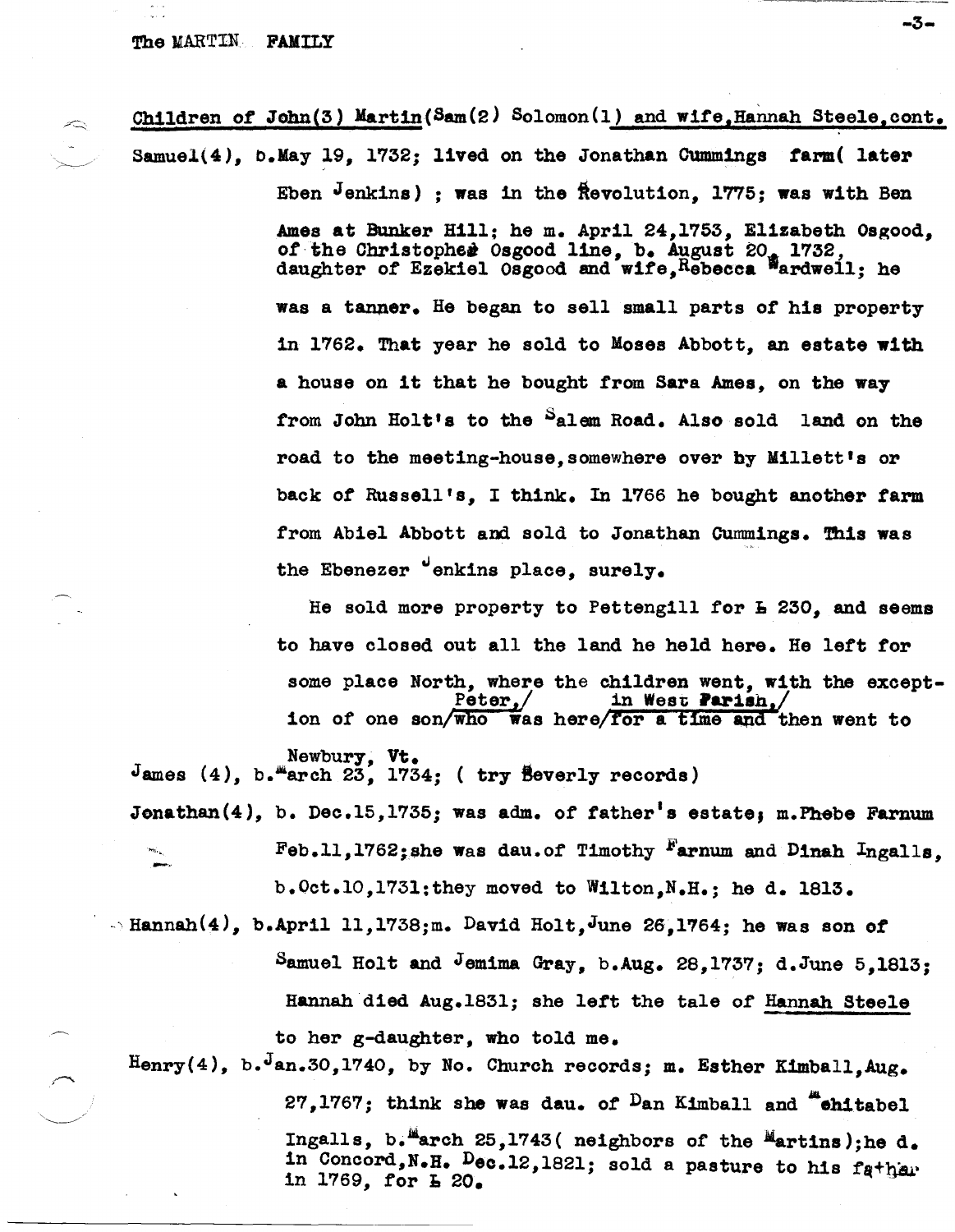Children of John(3) Martin(Sam(2) Solomon(1) and wife,Hannah Steele,cont.

Samuel(4), b.May 19, 1732; lived on the Jonathan Cummings farm( later Eben Jenkins) ; was in the Revolution, 1775; was with Ben Ames at Bunker Hill; he m. April 24,1753, Elizabeth Osgood, of the Christopher Osgood line, b. August 20, 1732, daughter of Ezekiel Osgood and wife,Rebecca Wardwell; he was a tanner. He began to sell small parts of his property in 1762. That year he sold to Moses Abbott, an estate with a house on it that he bought from Sara Ames, on the way from John Holt's to the Salem Road. Also sold land on the road to the meeting-house,somewhere over by Millett's or back of Russell's, I think. In 1766 he bought another farm from Abiel Abbott and sold to Jonathan Cummings. This was the Ebenezer Jenkins place, surely.

He sold more property to Pettengill for £ 230, and seems to have closed out all the land he held here. He left for some place North, where the children went, with the exception of one son, Peter, who was here in West Parish, for a time and then went to Newbury, Vt.

James (4), b.March 23, 1734; ( try Beverly records)

Jonathan(4), b. Dec.15,1735; was adm. of father's estate; m.Phebe Farnum Feb.11,1762;she was dau.of Timothy Farnum and Dinah Ingalls, b.Oct.10,1731;they moved to Wilton,N.H.; he d. 1813.

Hannah(4), b.April 11,1738;m. David Holt,June 26,1764; he was son of Samuel Holt and Jemima Gray, b.Aug. 28,1737; d.June 5,1813; Hannah died Aug.1831; she left the tale of Hannah Steele to her g-daughter, who told me.

Henry(4), b.Jan.30,1740, by No. Church records; m. Esther Kimball,Aug. 27,1767; think she was dau. of Dan Kimball and Mehitabel Ingalls, b.March 25,1743( neighbors of the Martins);he d. in Concord,N.H. Dec.12,1821; sold a pasture to his father in 1769, for £ 20.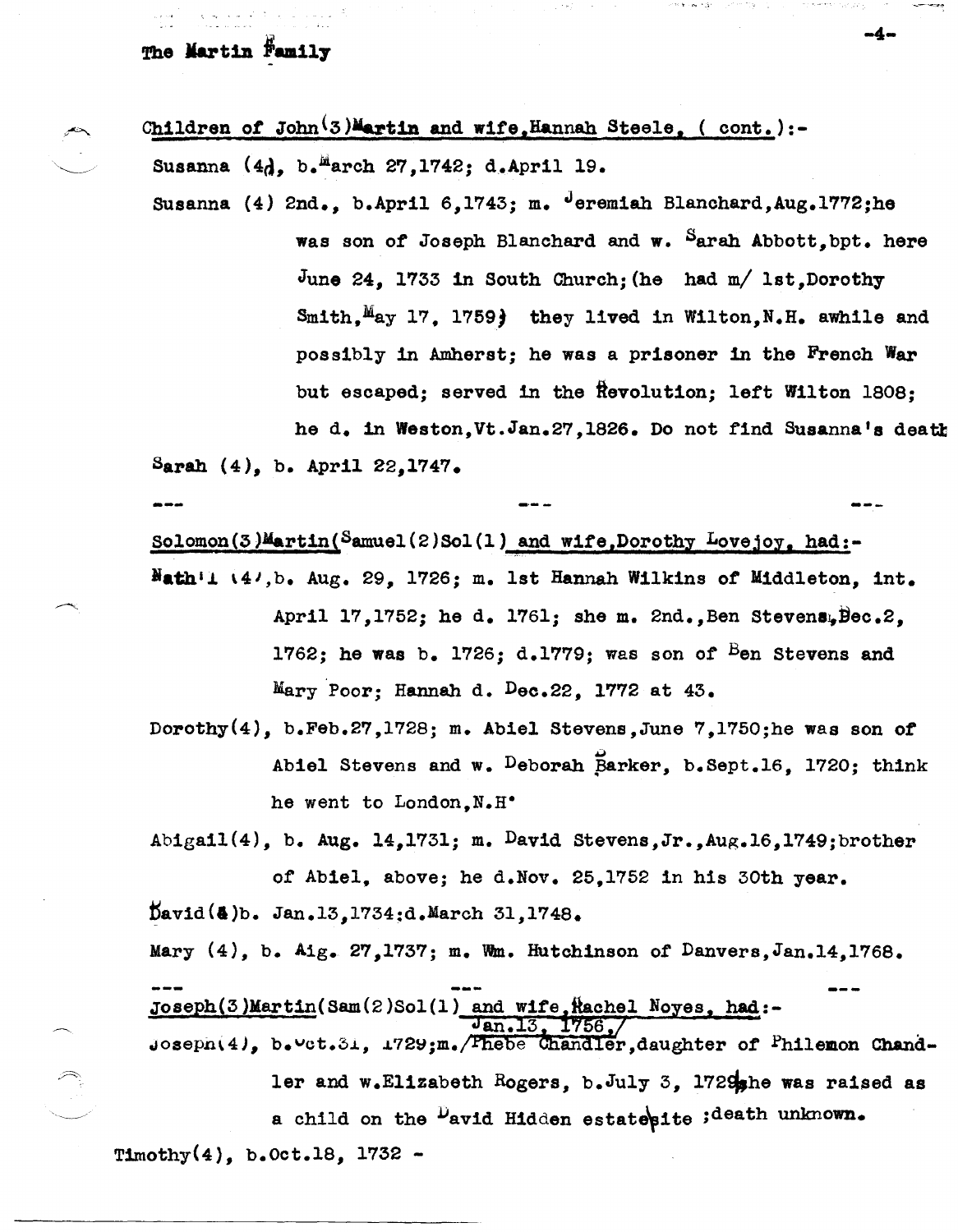Children of John(3)Martin and wife,Hannah Steele, ( cont.):-

Susanna (4), b.March 27,1742; d.April 19.

Susanna (4) 2nd., b.April 6,1743; m. Jeremiah Blanchard,Aug.1772;he was son of Joseph Blanchard and w. Sarah Abbott,bpt. here June 24, 1733 in South Church;(he had m/ 1st,Dorothy Smith,May 17, 1759) they lived in Wilton,N.H. awhile and possibly in Amherst; he was a prisoner in the French War but escaped; served in the Revolution; left Wilton 1808; he d. in Weston,Vt.Jan.27,1826. Do not find Susanna's death

Sarah (4), b. April 22,1747.

--- --- ---

Solomon(3)Martin(Samuel(2)Sol(1) and wife,Dorothy Lovejoy, had:-

Nath'l (4),b. Aug. 29, 1726; m. 1st Hannah Wilkins of Middleton, int. April 17,1752; he d. 1761; she m. 2nd.,Ben Stevens,Dec.2, 1762; he was b. 1726; d.1779; was son of Ben Stevens and Mary Poor; Hannah d. Dec.22, 1772 at 43.

Dorothy(4), b.Feb.27,1728; m. Abiel Stevens,June 7,1750;he was son of Abiel Stevens and w. Deborah Barker, b.Sept.16, 1720; think he went to London,N.H.

Abigail(4), b. Aug. 14,1731; m. David Stevens,Jr.,Aug.16,1749;brother of Abiel, above; he d.Nov. 25,1752 in his 30th year.

David(4)b. Jan.13,1734;d.March 31,1748.

Mary (4), b. Aig. 27,1737; m. Wm. Hutchinson of Danvers,Jan.14,1768.

--- --- ---

Joseph(3)Martin(Sam(2)Sol(1) and wife,Rachel Noyes, had:-

Joseph(4), b.Oct.31, 1729;m.Jan.13, 1756,Phebe Chandler,daughter of Philemon Chandler and w.Elizabeth Rogers, b.July 3, 1729;she was raised as a child on the David Hidden estate site ;death unknown.

Timothy(4), b.Oct.18, 1732 -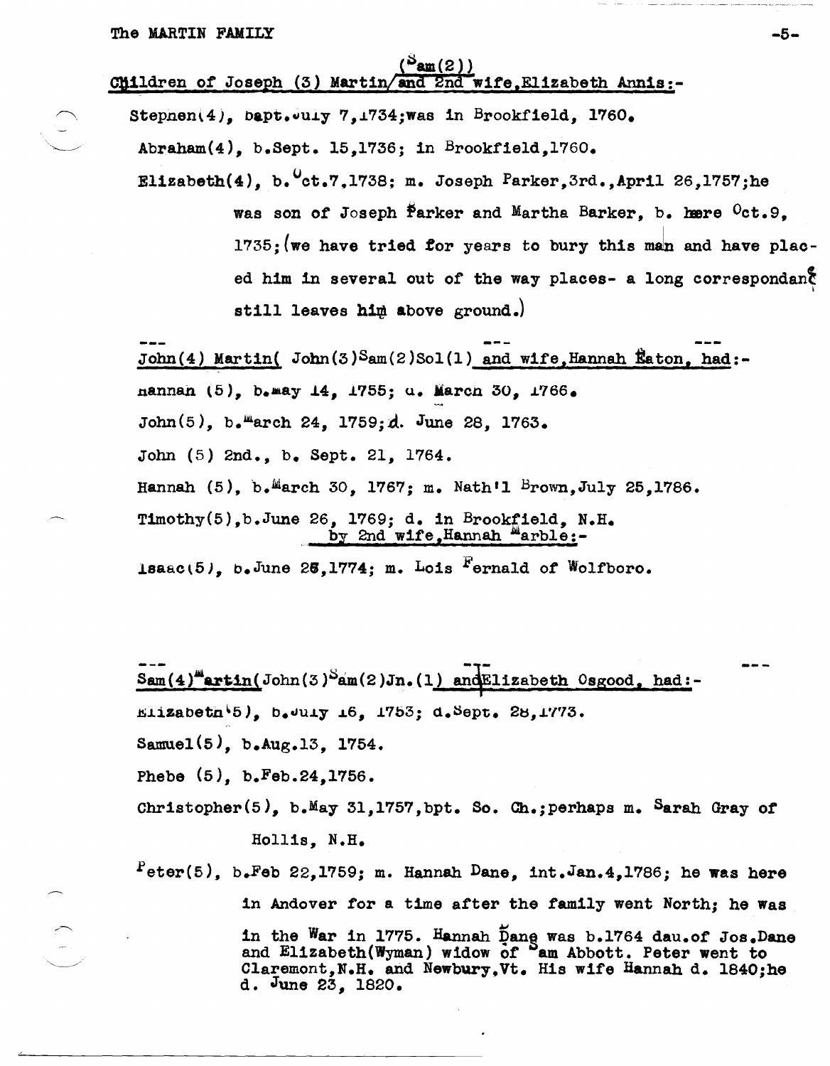Children of Joseph (3) Martin (Sam(2)) and 2nd wife, Elizabeth Annis:-

Stephen(4), bapt. July 7, 1734; was in Brookfield, 1760.

Abraham(4), b. Sept. 15, 1736; in Brookfield, 1760.

Elizabeth(4), b. Oct. 7, 1738; m. Joseph Parker, 3rd., April 26, 1757; he was son of Joseph Parker and Martha Barker, b. here Oct. 9, 1735; (we have tried for years to bury this man and have placed him in several out of the way places- a long correspondance still leaves him above ground.)

---

John(4) Martin( John(3)Sam(2)Sol(1) and wife, Hannah Eaton, had:-

Hannah (5), b. May 14, 1755; d. March 30, 1766.

John(5), b. March 24, 1759; d. June 28, 1763.

John (5) 2nd., b. Sept. 21, 1764.

Hannah (5), b. March 30, 1767; m. Nath'l Brown, July 25, 1786.

Timothy(5), b. June 26, 1769; d. in Brookfield, N.H.

by 2nd wife, Hannah Marble:-

Isaac(5), b. June 26, 1774; m. Lois Fernald of Wolfboro.

---

Sam(4) Martin(John(3)Sam(2)Jn.(1) and Elizabeth Osgood, had:-

Elizabeth(5), b. July 16, 1753; d. Sept. 28, 1773.

Samuel(5), b. Aug. 13, 1754.

Phebe (5), b. Feb. 24, 1756.

Christopher(5), b. May 31, 1757, bpt. So. Ch.; perhaps m. Sarah Gray of Hollis, N.H.

Peter(5), b. Feb 22, 1759; m. Hannah Dane, int. Jan. 4, 1786; he was here in Andover for a time after the family went North; he was in the War in 1775. Hannah Dane was b. 1764 dau. of Jos. Dane and Elizabeth(Wyman) widow of Sam Abbott. Peter went to Claremont, N.H. and Newbury, Vt. His wife Hannah d. 1840; he d. June 23, 1820.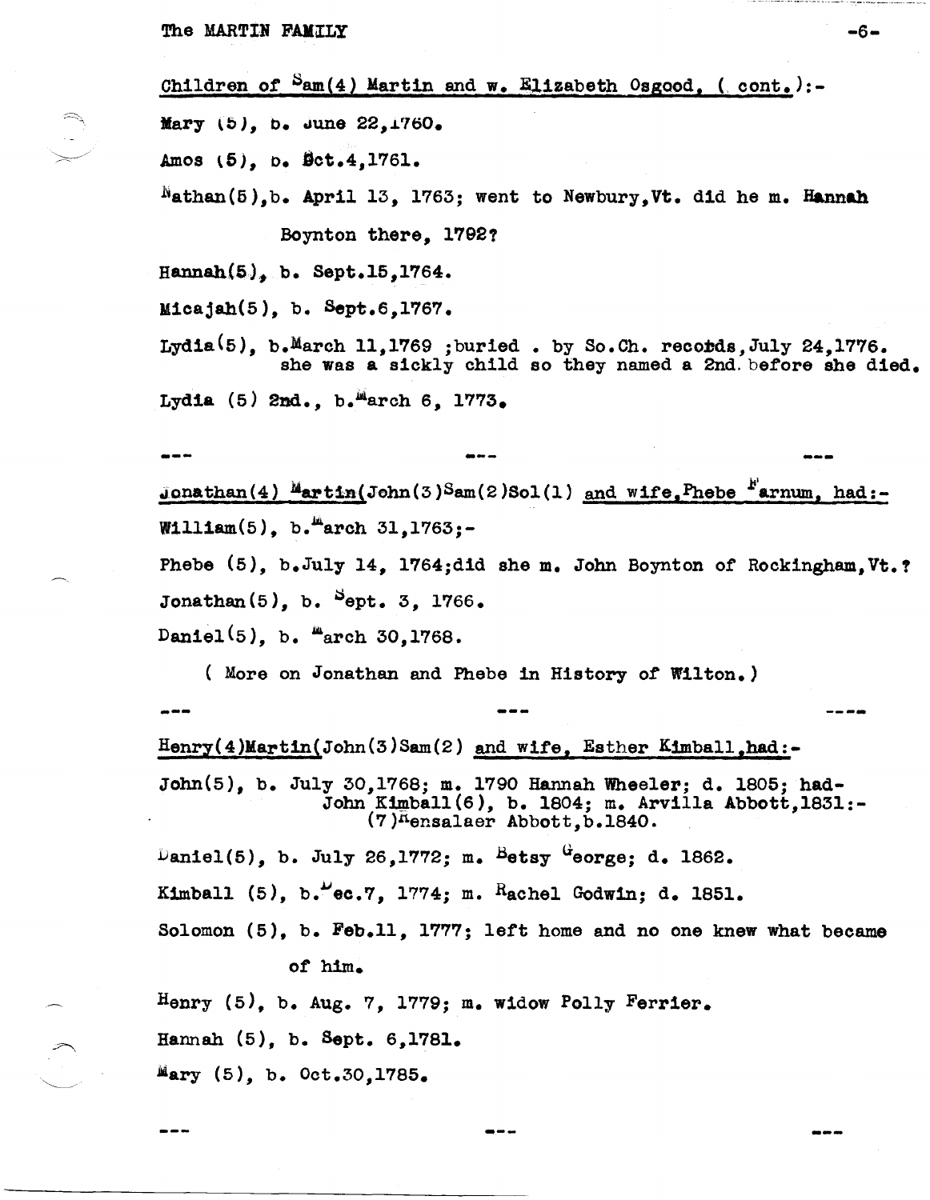Children of Sam(4) Martin and w. Elizabeth Osgood, ( cont.):-

Mary (5), b. June 22,1760.

Amos (5), b. Oct.4,1761.

Nathan(5),b. April 13, 1763; went to Newbury,Vt. did he m. Hannah Boynton there, 1792?

Hannah(5), b. Sept.15,1764.

Micajah(5), b. Sept.6,1767.

Lydia(5), b.March 11,1769 ;buried . by So.Ch. recotds,July 24,1776. she was a sickly child so they named a 2nd. before she died.

Lydia (5) 2nd., b.March 6, 1773.

--- --- ---

Jonathan(4) Martin(John(3)Sam(2)Sol(1) and wife,Phebe Farnum, had:-

William(5), b.March 31,1763;-

Phebe (5), b.July 14, 1764;did she m. John Boynton of Rockingham,Vt.?

Jonathan(5), b. Sept. 3, 1766.

Daniel(5), b. March 30,1768.

( More on Jonathan and Phebe in History of Wilton.)

--- --- ---

Henry(4)Martin(John(3)Sam(2) and wife, Esther Kimball,had:-

John(5), b. July 30,1768; m. 1790 Hannah Wheeler; d. 1805; had-
John Kimball(6), b. 1804; m. Arvilla Abbott,1831:-
(7)Rensalaer Abbott,b.1840.

Daniel(5), b. July 26,1772; m. Betsy George; d. 1862.

Kimball (5), b.Dec.7, 1774; m. Rachel Godwin; d. 1851.

Solomon (5), b. Feb.11, 1777; left home and no one knew what became of him.

Henry (5), b. Aug. 7, 1779; m. widow Polly Ferrier.

Hannah (5), b. Sept. 6,1781.

Mary (5), b. Oct.30,1785.

--- --- ---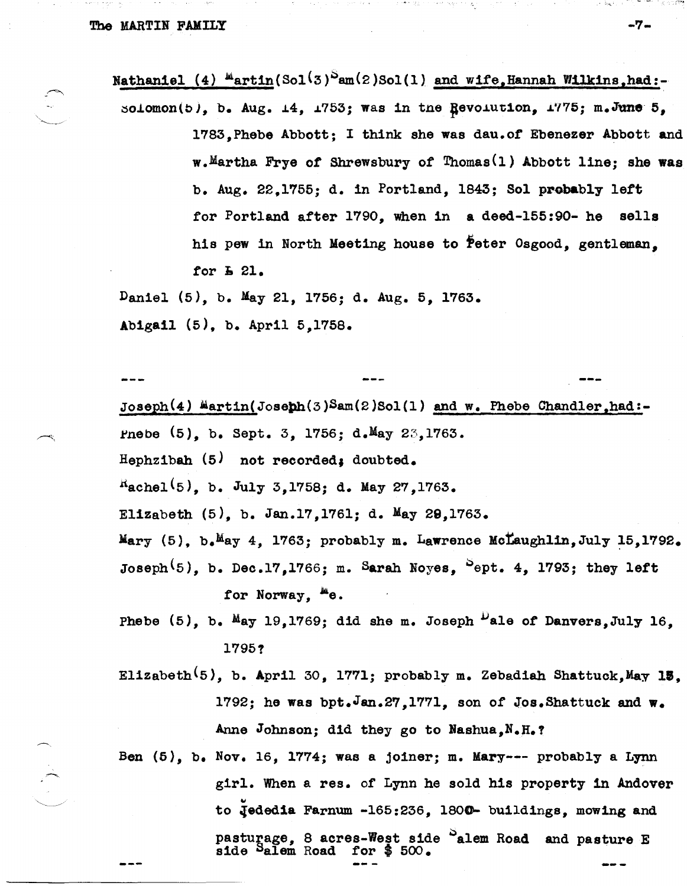<u>Nathaniel (4) Martin(Sol(3)Sam(2)Sol(1) and wife, Hannah Wilkins, had:-</u>

Solomon(5), b. Aug. 14, 1753; was in the Revolution, 1775; m. June 5, 1783, Phebe Abbott; I think she was dau. of Ebenezer Abbott and w. Martha Frye of Shrewsbury of Thomas(1) Abbott line; she was b. Aug. 22, 1755; d. in Portland, 1843; Sol probably left for Portland after 1790, when in a deed-155:90- he sells his pew in North Meeting house to Peter Osgood, gentleman, for £ 21.

Daniel (5), b. May 21, 1756; d. Aug. 5, 1763.

Abigail (5), b. April 5, 1758.

--- --- ---

<u>Joseph(4) Martin(Joseph(3)Sam(2)Sol(1) and w. Phebe Chandler, had:-</u>

Phebe (5), b. Sept. 3, 1756; d. May 23, 1763.

Hephzibah (5) not recorded; doubted.

Rachel(5), b. July 3, 1758; d. May 27, 1763.

Elizabeth (5), b. Jan. 17, 1761; d. May 29, 1763.

Mary (5), b. May 4, 1763; probably m. Lawrence McLaughlin, July 15, 1792.

Joseph(5), b. Dec. 17, 1766; m. Sarah Noyes, Sept. 4, 1793; they left for Norway, Me.

Phebe (5), b. May 19, 1769; did she m. Joseph Dale of Danvers, July 16, 1795?

Elizabeth(5), b. April 30, 1771; probably m. Zebadiah Shattuck, May 15, 1792; he was bpt. Jan. 27, 1771, son of Jos. Shattuck and w. Anne Johnson; did they go to Nashua, N.H.?

Ben (5), b. Nov. 16, 1774; was a joiner; m. Mary--- probably a Lynn girl. When a res. of Lynn he sold his property in Andover to Jedediah Farnum -165:236, 1800- buildings, mowing and pasturage, 8 acres-West side Salem Road and pasture E side Salem Road for $ 500.

--- --- ---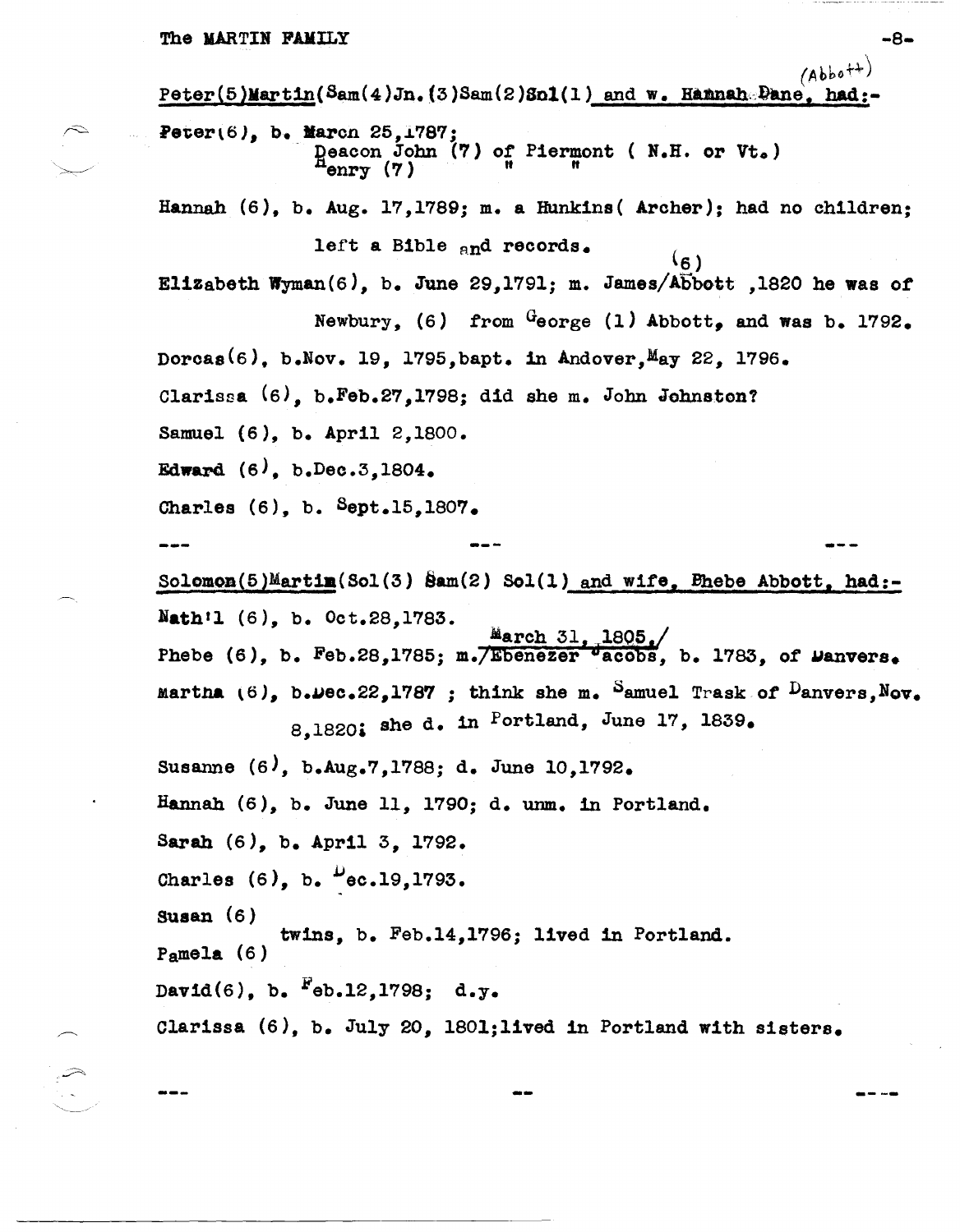(Abbott)

Peter(5)Martin(Sam(4)Jn.(3)Sam(2)Sol(1) and w. Hannah Dane, had:-

Peter(6), b. March 25,1787;
Deacon John (7) of Piermont ( N.H. or Vt.)
Henry (7) " "

Hannah (6), b. Aug. 17,1789; m. a Hunkins( Archer); had no children; left a Bible and records.

Elizabeth Wyman(6), b. June 29,1791; m. James(6) Abbott ,1820 he was of Newbury, (6) from George (1) Abbott, and was b. 1792.

Dorcas(6), b.Nov. 19, 1795,bapt. in Andover,May 22, 1796.

Clarissa (6), b.Feb.27,1798; did she m. John Johnston?

Samuel (6), b. April 2,1800.

Edward (6), b.Dec.3,1804.

Charles (6), b. Sept.15,1807.

--- --- ---

Solomon(5)Martin(Sol(3) Sam(2) Sol(1) and wife, Phebe Abbott, had:-

Nath'l (6), b. Oct.28,1783.

Phebe (6), b. Feb.28,1785; m. March 31, 1805, Ebenezer Jacobs, b. 1783, of Danvers.

Martha (6), b.Dec.22,1787 ; think she m. Samuel Trask of Danvers,Nov. 8,1820; she d. in Portland, June 17, 1839.

Susanne (6), b.Aug.7,1788; d. June 10,1792.

Hannah (6), b. June 11, 1790; d. unm. in Portland.

Sarah (6), b. April 3, 1792.

Charles (6), b. Dec.19,1793.

Susan (6)
Pamela (6) twins, b. Feb.14,1796; lived in Portland.

David(6), b. Feb.12,1798; d.y.

Clarissa (6), b. July 20, 1801;lived in Portland with sisters.

--- -- ---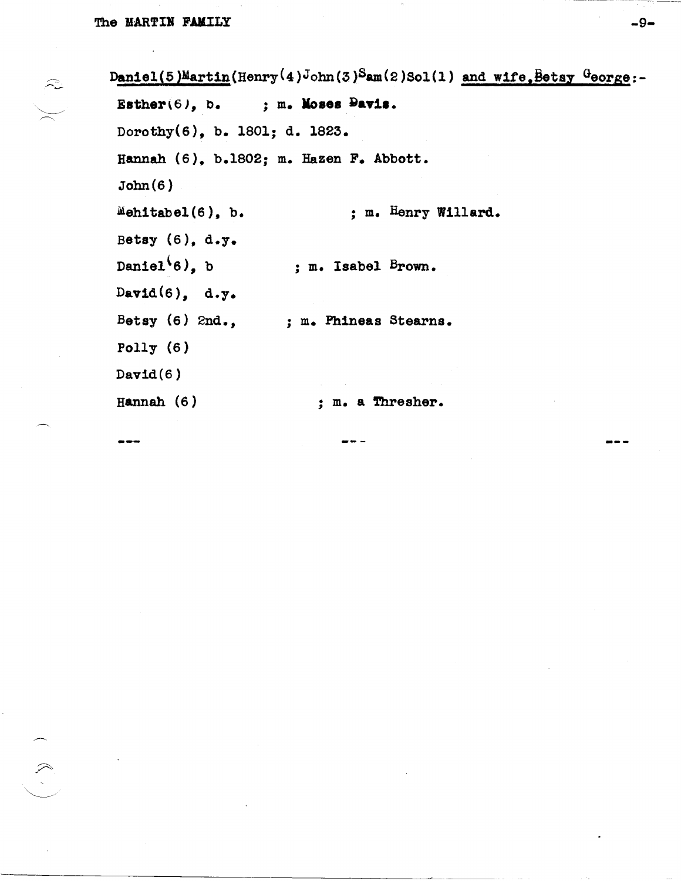Daniel(5)Martin(Henry(4)John(3)Sam(2)Sol(1) and wife,Betsy George:-

Esther(6), b. ; m. Moses Davis.

Dorothy(6), b. 1801; d. 1823.

Hannah (6), b.1802; m. Hazen F. Abbott.

John(6)

Mehitabel(6), b. ; m. Henry Willard.

Betsy (6), d.y.

Daniel(6), b ; m. Isabel Brown.

David(6), d.y.

Betsy (6) 2nd., ; m. Phineas Stearns.

Polly (6)

David(6)

Hannah (6) ; m. a Thresher.

--- --- ---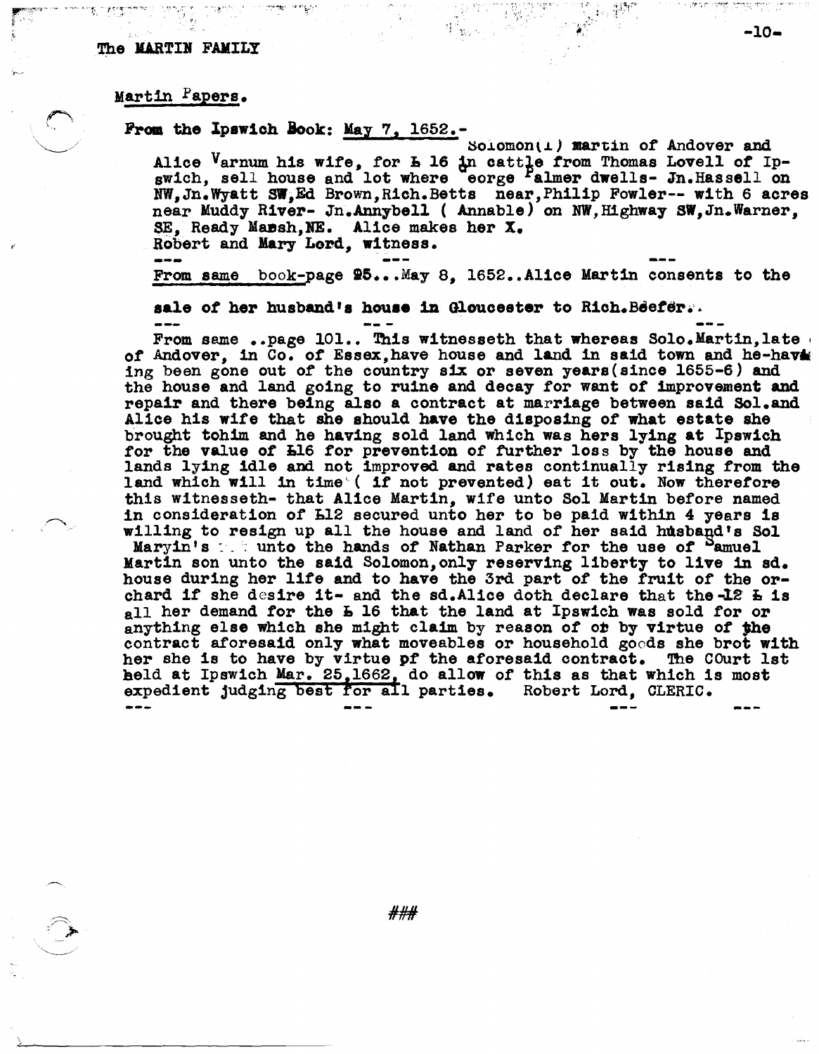## Martin Papers.

**From the Ipswich Book:** May 7, 1652.-

Solomon(1) Martin of Andover and Alice Varnum his wife, for £ 16 in cattle from Thomas Lovell of Ipswich, sell house and lot where George Palmer dwells- Jn.Hassell on NW,Jn.Wyatt SW,Ed Brown,Rich.Betts near,Philip Fowler-- with 6 acres near Muddy River- Jn.Annybell ( Annable) on NW,Highway SW,Jn.Warner, SE, Ready Marsh,NE. Alice makes her X. Robert and Mary Lord, witness.

--- --- ---

From same book-page 95...May 8, 1652..Alice Martin consents to the **sale of her husband's house in Gloucester to Rich.Beefer..**

--- --- ---

From same ..page 101.. This witnesseth that whereas Solo.Martin,late of Andover, in Co. of Essex,have house and land in said town and he-having been gone out of the country six or seven years(since 1655-6) and the house and land going to ruine and decay for want of improvement and repair and there being also a contract at marriage between said Sol.and Alice his wife that she should have the disposing of what estate she brought tohim and he having sold land which was hers lying at Ipswich for the value of £16 for prevention of further loss by the house and lands lying idle and not improved and rates continually rising from the land which will in time ( if not prevented) eat it out. Now therefore this witnesseth- that Alice Martin, wife unto Sol Martin before named in consideration of £12 secured unto her to be paid within 4 years is willing to resign up all the house and land of her said husband's Sol Maryin's unto the hands of Nathan Parker for the use of Samuel Martin son unto the said Solomon,only reserving liberty to live in sd. house during her life and to have the 3rd part of the fruit of the orchard if she desire it- and the sd.Alice doth declare that the 12 £ is all her demand for the £ 16 that the land at Ipswich was sold for or anything else which she might claim by reason of or by virtue of the contract aforesaid only what moveables or household goods she brot with her she is to have by virtue of the aforesaid contract. The COurt 1st held at Ipswich Mar. 25,1662, do allow of this as that which is most expedient judging best for all parties. Robert Lord, CLERIC.

--- --- --- ---

###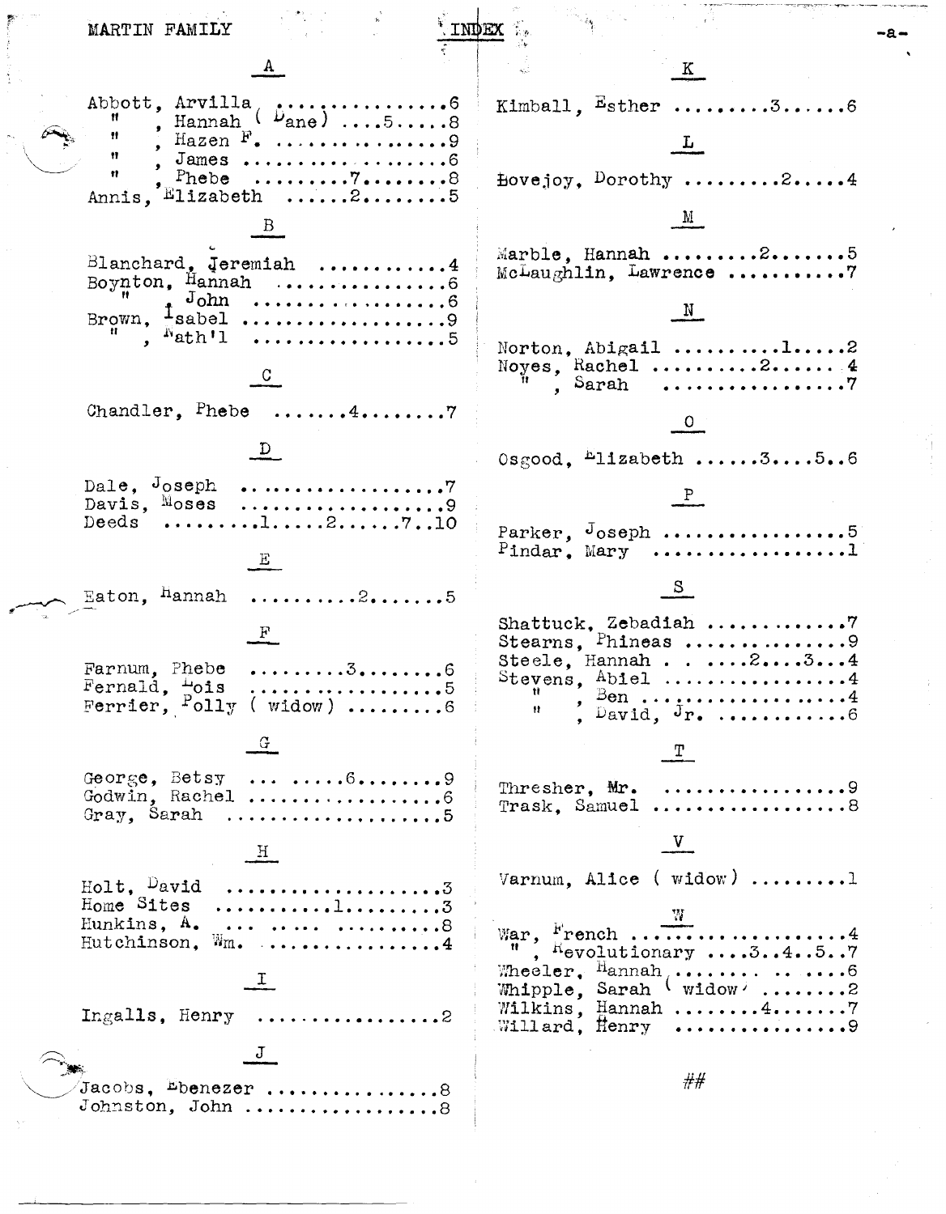# INDEX

## A

Abbott, Arvilla ................6
" , Hannah ( Dane) ....5.....8
" , Hazen F. ................9
" , James ................6
" , Phebe .........7.......8
Annis, Elizabeth ......2........5

## B

Blanchard, Jeremiah ............4
Boynton, Hannah ................6
" , John ................6
Brown, Isabel ..................9
" , Nath'l ..................5

## C

Chandler, Phebe .......4........7

## D

Dale, Joseph ...................7
Davis, Moses ...................9
Deeds ........1.....2......7..10

## E

Eaton, Hannah ..........2.......5

## F

Farnum, Phebe .........3........6
Fernald, Lois ..................5
Ferrier, Polly ( widow) .........6

## G

George, Betsy ... .....6........9
Godwin, Rachel ..................6
Gray, Sarah ....................5

## H

Holt, David ....................3
Home Sites ..........1.........3
Hunkins, A. ... ..... ..........8
Hutchinson, Wm. ................4

## I

Ingalls, Henry .................2

## J

Jacobs, Ebenezer ................8
Johnston, John ..................8

## K

Kimball, Esther .........3......6

## L

Lovejoy, Dorothy .........2.....4

## M

Marble, Hannah .........2.......5
McLaughlin, Lawrence ...........7

## N

Norton, Abigail ..........1.....2
Noyes, Rachel ..........2...... 4
" , Sarah .................7

## O

Osgood, Elizabeth ......3....5..6

## P

Parker, Joseph .................5
Pindar, Mary ...................1

## S

Shattuck, Zebadiah .............7
Stearns, Phineas ...............9
Steele, Hannah . . ....2....3...4
Stevens, Abiel .................4
" , Ben ...................4
" , David, Jr. ............6

## T

Thresher, Mr. .................9
Trask, Samuel ..................8

## V

Varnum, Alice ( widow) .........1

## W

War, French ....................4
" , Revolutionary ....3..4..5..7
Wheeler, Hannah ........ .. ....6
Whipple, Sarah ( widow ) ........2
Wilkins, Hannah ........4.......7
Willard, Henry ................9

##